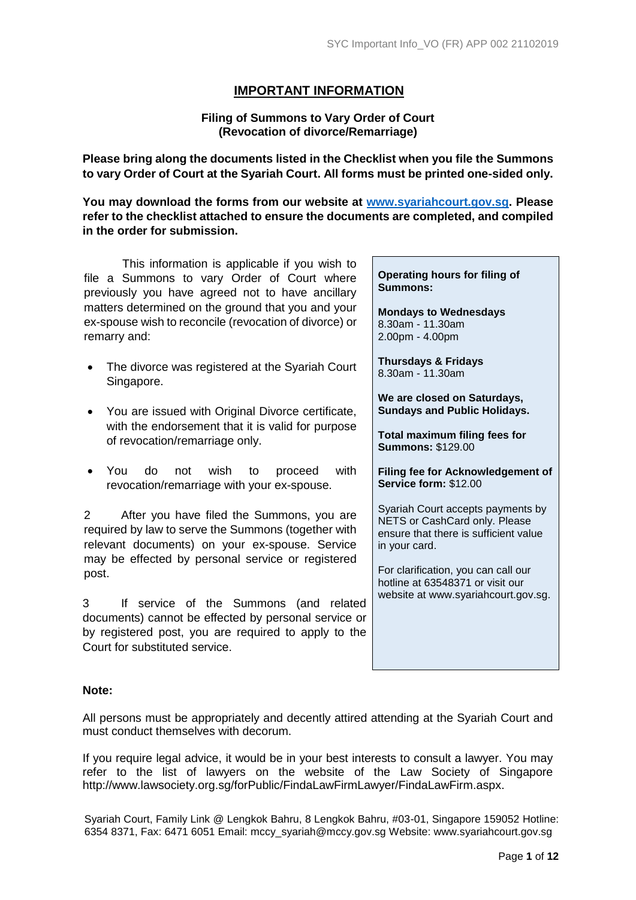# IMPORTANT INFORMATION

**Filing of Summons to Vary Order of Court (Revocation of divorce/Remarriage)**

**Please bring along the documents listed in the Checklist when you file the Summons to vary Order of Court at the Syariah Court. All forms must be printed one-sided only.**

**You may download the forms from our website at [www.syariahcourt.gov.sg](www.syariahcourt.gov.sg). Please refer to the checklist attached to ensure the documents are completed, and compiled in the order for submission.**

This information is applicable if you wish to file a Summons to vary Order of Court where previously you have agreed not to have ancillary matters determined on the ground that you and your ex-spouse wish to reconcile (revocation of divorce) or remarry and:

- The divorce was registered at the Syariah Court Singapore.
- You are issued with Original Divorce certificate, with the endorsement that it is valid for purpose of revocation/remarriage only.
- You do not wish to proceed with revocation/remarriage with your ex-spouse.

2 After you have filed the Summons, you are required by law to serve the Summons (together with relevant documents) on your ex-spouse. Service may be effected by personal service or registered post.

3 If service of the Summons (and related documents) cannot be effected by personal service or by registered post, you are required to apply to the Court for substituted service.

**Operating hours for filing of Summons:**

**Mondays to Wednesdays**
8.30am - 11.30am
2.00pm - 4.00pm

**Thursdays & Fridays**
8.30am - 11.30am

**We are closed on Saturdays, Sundays and Public Holidays.**

**Total maximum filing fees for Summons:** $129.00

**Filing fee for Acknowledgement of Service form:** $12.00

Syariah Court accepts payments by NETS or CashCard only. Please ensure that there is sufficient value in your card.

For clarification, you can call our hotline at 63548371 or visit our website at www.syariahcourt.gov.sg.

**Note:**

All persons must be appropriately and decently attired attending at the Syariah Court and must conduct themselves with decorum.

If you require legal advice, it would be in your best interests to consult a lawyer. You may refer to the list of lawyers on the website of the Law Society of Singapore http://www.lawsociety.org.sg/forPublic/FindaLawFirmLawyer/FindaLawFirm.aspx.

Syariah Court, Family Link @ Lengkok Bahru, 8 Lengkok Bahru, #03-01, Singapore 159052 Hotline: 6354 8371, Fax: 6471 6051 Email: mccy_syariah@mccy.gov.sg Website: www.syariahcourt.gov.sg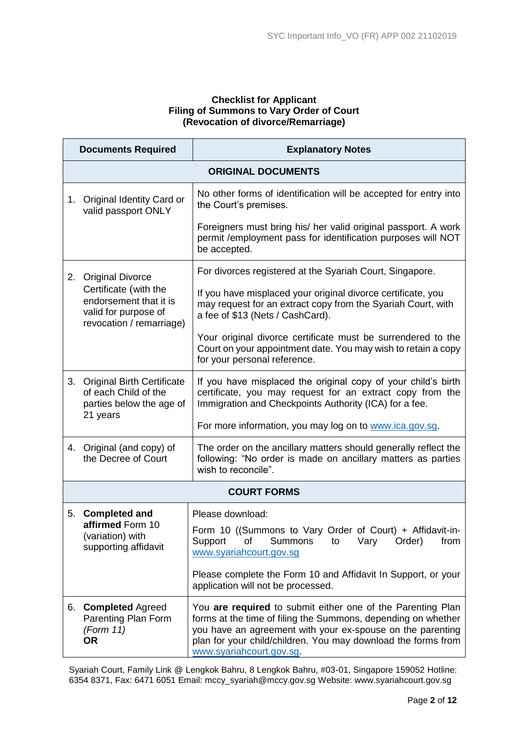**Checklist for Applicant**
**Filing of Summons to Vary Order of Court**
**(Revocation of divorce/Remarriage)**

| Documents Required | Explanatory Notes |
|---|---|
| **ORIGINAL DOCUMENTS** | |
| 1. Original Identity Card or valid passport ONLY | No other forms of identification will be accepted for entry into the Court's premises.<br><br>Foreigners must bring his/ her valid original passport. A work permit /employment pass for identification purposes will NOT be accepted. |
| 2. Original Divorce Certificate (with the endorsement that it is valid for purpose of revocation / remarriage) | For divorces registered at the Syariah Court, Singapore.<br><br>If you have misplaced your original divorce certificate, you may request for an extract copy from the Syariah Court, with a fee of $13 (Nets / CashCard).<br><br>Your original divorce certificate must be surrendered to the Court on your appointment date. You may wish to retain a copy for your personal reference. |
| 3. Original Birth Certificate of each Child of the parties below the age of 21 years | If you have misplaced the original copy of your child's birth certificate, you may request for an extract copy from the Immigration and Checkpoints Authority (ICA) for a fee.<br><br>For more information, you may log on to www.ica.gov.sg. |
| 4. Original (and copy) of the Decree of Court | The order on the ancillary matters should generally reflect the following: "No order is made on ancillary matters as parties wish to reconcile". |
| **COURT FORMS** | |
| 5. **Completed and affirmed** Form 10 (variation) with supporting affidavit | Please download:<br><br>Form 10 ((Summons to Vary Order of Court) + Affidavit-in-Support of Summons to Vary Order) from www.syariahcourt.gov.sg<br><br>Please complete the Form 10 and Affidavit In Support, or your application will not be processed. |
| 6. **Completed** Agreed Parenting Plan Form *(Form 11)* **OR** | You **are required** to submit either one of the Parenting Plan forms at the time of filing the Summons, depending on whether you have an agreement with your ex-spouse on the parenting plan for your child/children. You may download the forms from www.syariahcourt.gov.sg. |

Syariah Court, Family Link @ Lengkok Bahru, 8 Lengkok Bahru, #03-01, Singapore 159052 Hotline: 6354 8371, Fax: 6471 6051 Email: mccy_syariah@mccy.gov.sg Website: www.syariahcourt.gov.sg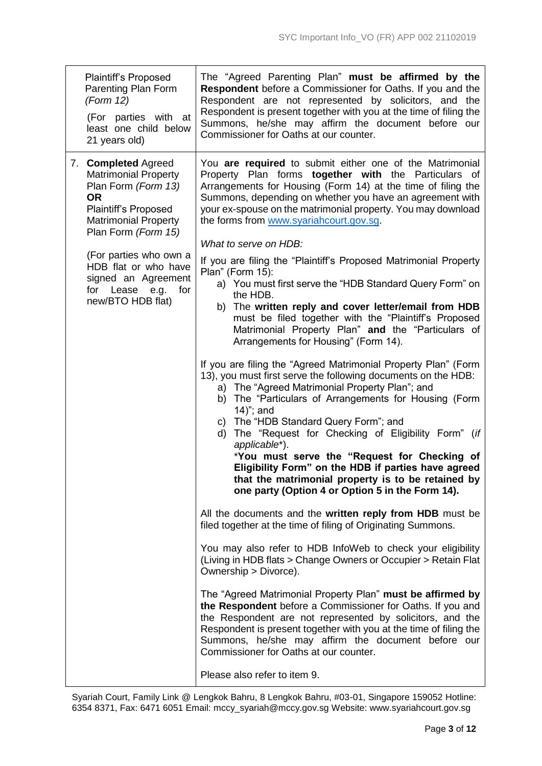| | |
|---|---|
| Plaintiff's Proposed Parenting Plan Form *(Form 12)*<br><br>(For parties with at least one child below 21 years old) | The "Agreed Parenting Plan" **must be affirmed by the Respondent** before a Commissioner for Oaths. If you and the Respondent are not represented by solicitors, and the Respondent is present together with you at the time of filing the Summons, he/she may affirm the document before our Commissioner for Oaths at our counter. |
| 7. **Completed** Agreed Matrimonial Property Plan Form *(Form 13)*<br>**OR**<br>Plaintiff's Proposed Matrimonial Property Plan Form *(Form 15)*<br><br>(For parties who own a HDB flat or who have signed an Agreement for Lease e.g. for new/BTO HDB flat) | You **are required** to submit either one of the Matrimonial Property Plan forms **together with** the Particulars of Arrangements for Housing (Form 14) at the time of filing the Summons, depending on whether you have an agreement with your ex-spouse on the matrimonial property. You may download the forms from www.syariahcourt.gov.sg.<br><br>*What to serve on HDB:*<br><br>If you are filing the "Plaintiff's Proposed Matrimonial Property Plan" (Form 15):<br>a) You must first serve the "HDB Standard Query Form" on the HDB.<br>b) The **written reply and cover letter/email from HDB** must be filed together with the "Plaintiff's Proposed Matrimonial Property Plan" **and** the "Particulars of Arrangements for Housing" (Form 14).<br><br>If you are filing the "Agreed Matrimonial Property Plan" (Form 13), you must first serve the following documents on the HDB:<br>a) The "Agreed Matrimonial Property Plan"; and<br>b) The "Particulars of Arrangements for Housing (Form 14)"; and<br>c) The "HDB Standard Query Form"; and<br>d) The "Request for Checking of Eligibility Form" (*if applicable\**).<br>\***You must serve the "Request for Checking of Eligibility Form" on the HDB if parties have agreed that the matrimonial property is to be retained by one party (Option 4 or Option 5 in the Form 14).**<br><br>All the documents and the **written reply from HDB** must be filed together at the time of filing of Originating Summons.<br><br>You may also refer to HDB InfoWeb to check your eligibility (Living in HDB flats > Change Owners or Occupier > Retain Flat Ownership > Divorce).<br><br>The "Agreed Matrimonial Property Plan" **must be affirmed by the Respondent** before a Commissioner for Oaths. If you and the Respondent are not represented by solicitors, and the Respondent is present together with you at the time of filing the Summons, he/she may affirm the document before our Commissioner for Oaths at our counter.<br><br>Please also refer to item 9. |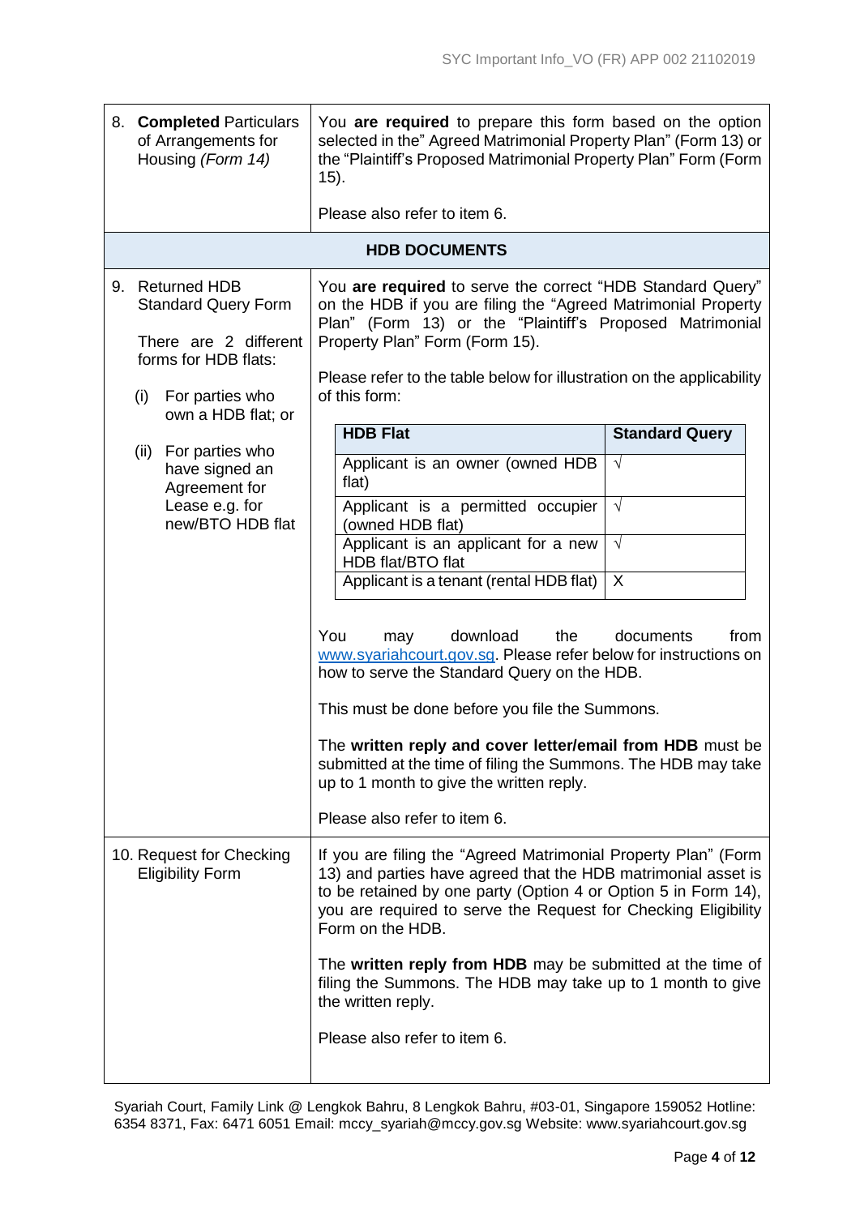| | |
|---|---|
| 8. **Completed** Particulars of Arrangements for Housing *(Form 14)* | You **are required** to prepare this form based on the option selected in the" Agreed Matrimonial Property Plan" (Form 13) or the "Plaintiff's Proposed Matrimonial Property Plan" Form (Form 15).<br><br>Please also refer to item 6. |
| **HDB DOCUMENTS** | |
| 9. Returned HDB Standard Query Form<br><br>There are 2 different forms for HDB flats:<br><br>(i) For parties who own a HDB flat; or<br><br>(ii) For parties who have signed an Agreement for Lease e.g. for new/BTO HDB flat | You **are required** to serve the correct "HDB Standard Query" on the HDB if you are filing the "Agreed Matrimonial Property Plan" (Form 13) or the "Plaintiff's Proposed Matrimonial Property Plan" Form (Form 15).<br><br>Please refer to the table below for illustration on the applicability of this form:<br><br>**HDB Flat** — **Standard Query**<br>Applicant is an owner (owned HDB flat) — √<br>Applicant is a permitted occupier (owned HDB flat) — √<br>Applicant is an applicant for a new HDB flat/BTO flat — √<br>Applicant is a tenant (rental HDB flat) — X<br><br>You may download the documents from www.syariahcourt.gov.sg. Please refer below for instructions on how to serve the Standard Query on the HDB.<br><br>This must be done before you file the Summons.<br><br>The **written reply and cover letter/email from HDB** must be submitted at the time of filing the Summons. The HDB may take up to 1 month to give the written reply.<br><br>Please also refer to item 6. |
| 10. Request for Checking Eligibility Form | If you are filing the "Agreed Matrimonial Property Plan" (Form 13) and parties have agreed that the HDB matrimonial asset is to be retained by one party (Option 4 or Option 5 in Form 14), you are required to serve the Request for Checking Eligibility Form on the HDB.<br><br>The **written reply from HDB** may be submitted at the time of filing the Summons. The HDB may take up to 1 month to give the written reply.<br><br>Please also refer to item 6. |

Syariah Court, Family Link @ Lengkok Bahru, 8 Lengkok Bahru, #03-01, Singapore 159052 Hotline: 6354 8371, Fax: 6471 6051 Email: mccy_syariah@mccy.gov.sg Website: www.syariahcourt.gov.sg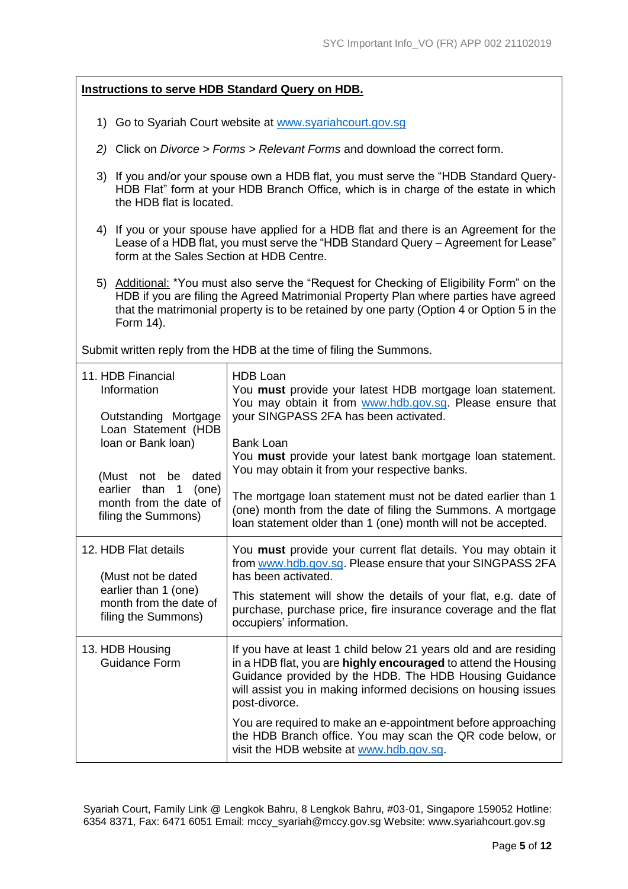**Instructions to serve HDB Standard Query on HDB.**

1) Go to Syariah Court website at [www.syariahcourt.gov.sg](http://www.syariahcourt.gov.sg)

*2)* Click on *Divorce > Forms > Relevant Forms* and download the correct form.

3) If you and/or your spouse own a HDB flat, you must serve the "HDB Standard Query-HDB Flat" form at your HDB Branch Office, which is in charge of the estate in which the HDB flat is located.

4) If you or your spouse have applied for a HDB flat and there is an Agreement for the Lease of a HDB flat, you must serve the "HDB Standard Query – Agreement for Lease" form at the Sales Section at HDB Centre.

5) Additional: *You must also serve the "Request for Checking of Eligibility Form" on the HDB if you are filing the Agreed Matrimonial Property Plan where parties have agreed that the matrimonial property is to be retained by one party (Option 4 or Option 5 in the Form 14).

Submit written reply from the HDB at the time of filing the Summons.

| | |
|---|---|
| 11. HDB Financial Information<br><br>Outstanding Mortgage Loan Statement (HDB loan or Bank loan)<br><br>(Must not be dated earlier than 1 (one) month from the date of filing the Summons) | HDB Loan<br>You **must** provide your latest HDB mortgage loan statement. You may obtain it from [www.hdb.gov.sg](http://www.hdb.gov.sg). Please ensure that your SINGPASS 2FA has been activated.<br><br>Bank Loan<br>You **must** provide your latest bank mortgage loan statement. You may obtain it from your respective banks.<br><br>The mortgage loan statement must not be dated earlier than 1 (one) month from the date of filing the Summons. A mortgage loan statement older than 1 (one) month will not be accepted. |
| 12. HDB Flat details<br><br>(Must not be dated earlier than 1 (one) month from the date of filing the Summons) | You **must** provide your current flat details. You may obtain it from [www.hdb.gov.sg](http://www.hdb.gov.sg). Please ensure that your SINGPASS 2FA has been activated.<br><br>This statement will show the details of your flat, e.g. date of purchase, purchase price, fire insurance coverage and the flat occupiers' information. |
| 13. HDB Housing Guidance Form | If you have at least 1 child below 21 years old and are residing in a HDB flat, you are **highly encouraged** to attend the Housing Guidance provided by the HDB. The HDB Housing Guidance will assist you in making informed decisions on housing issues post-divorce.<br><br>You are required to make an e-appointment before approaching the HDB Branch office. You may scan the QR code below, or visit the HDB website at [www.hdb.gov.sg](http://www.hdb.gov.sg). |

Syariah Court, Family Link @ Lengkok Bahru, 8 Lengkok Bahru, #03-01, Singapore 159052 Hotline: 6354 8371, Fax: 6471 6051 Email: mccy_syariah@mccy.gov.sg Website: www.syariahcourt.gov.sg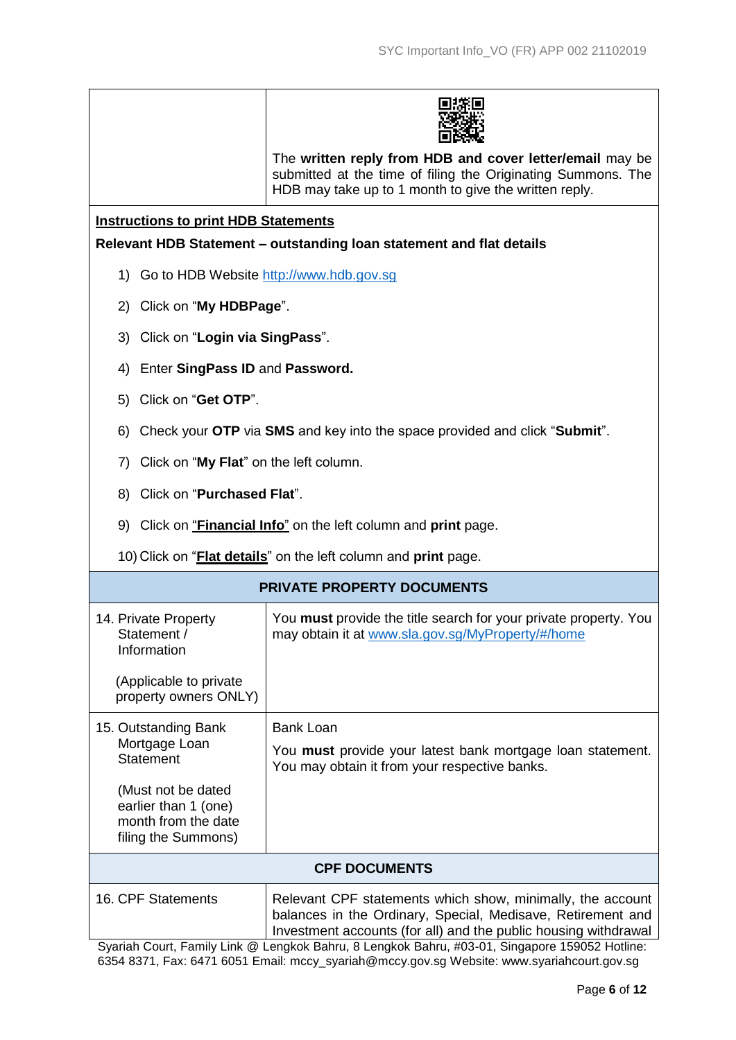| | |
|---|---|
| | The **written reply from HDB and cover letter/email** may be submitted at the time of filing the Originating Summons. The HDB may take up to 1 month to give the written reply. |

**Instructions to print HDB Statements**

**Relevant HDB Statement – outstanding loan statement and flat details**

1) Go to HDB Website http://www.hdb.gov.sg
2) Click on "**My HDBPage**".
3) Click on "**Login via SingPass**".
4) Enter **SingPass ID** and **Password.**
5) Click on "**Get OTP**".
6) Check your **OTP** via **SMS** and key into the space provided and click "**Submit**".
7) Click on "**My Flat**" on the left column.
8) Click on "**Purchased Flat**".
9) Click on "**Financial Info**" on the left column and **print** page.
10) Click on "**Flat details**" on the left column and **print** page.

| **PRIVATE PROPERTY DOCUMENTS** | |
|---|---|
| 14. Private Property Statement / Information<br><br>(Applicable to private property owners ONLY) | You **must** provide the title search for your private property. You may obtain it at www.sla.gov.sg/MyProperty/#/home |
| 15. Outstanding Bank Mortgage Loan Statement<br><br>(Must not be dated earlier than 1 (one) month from the date filing the Summons) | Bank Loan<br><br>You **must** provide your latest bank mortgage loan statement. You may obtain it from your respective banks. |
| **CPF DOCUMENTS** | |
| 16. CPF Statements | Relevant CPF statements which show, minimally, the account balances in the Ordinary, Special, Medisave, Retirement and Investment accounts (for all) and the public housing withdrawal |

Syariah Court, Family Link @ Lengkok Bahru, 8 Lengkok Bahru, #03-01, Singapore 159052 Hotline: 6354 8371, Fax: 6471 6051 Email: mccy_syariah@mccy.gov.sg Website: www.syariahcourt.gov.sg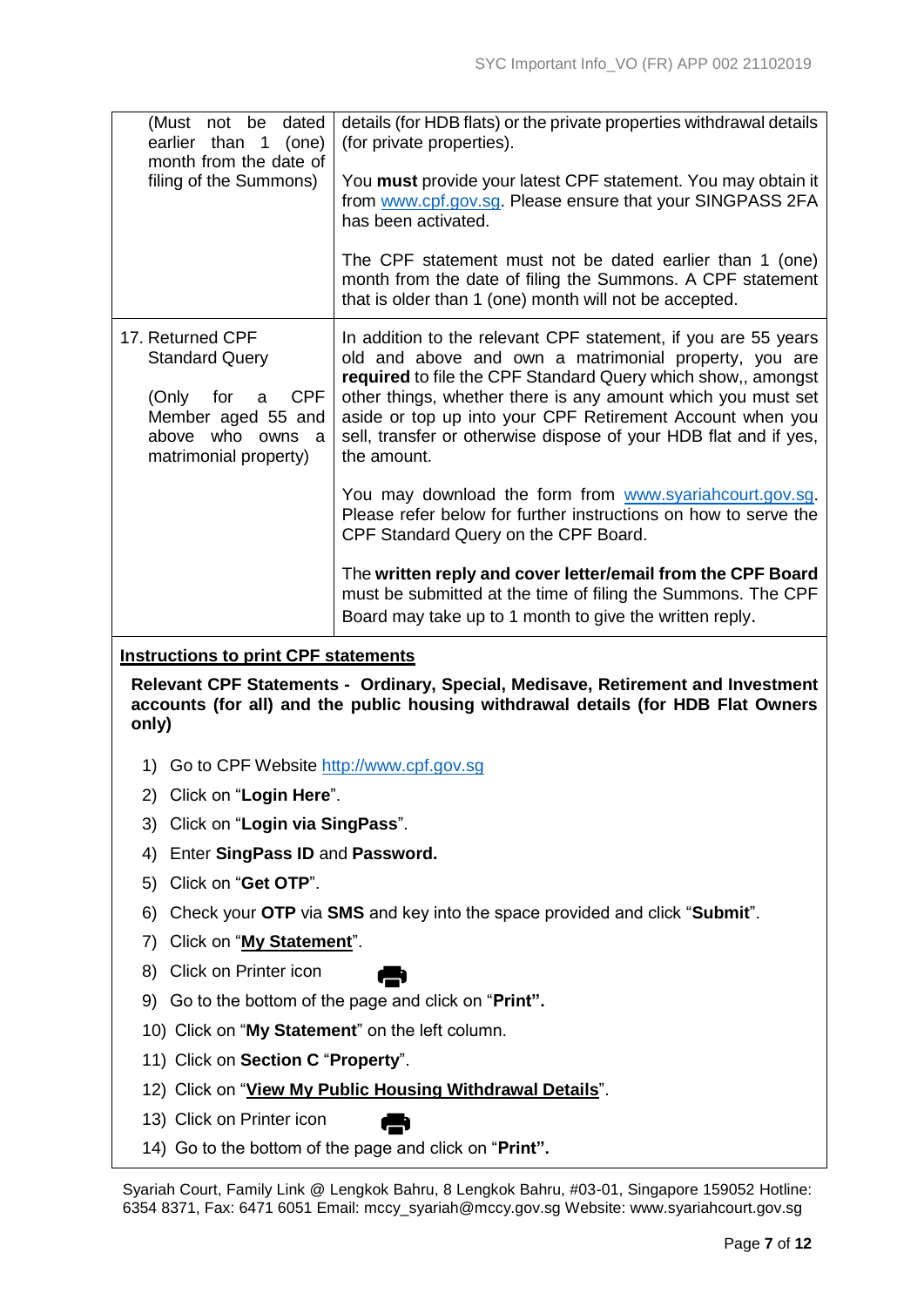| | |
|---|---|
| (Must not be dated earlier than 1 (one) month from the date of filing of the Summons) | details (for HDB flats) or the private properties withdrawal details (for private properties).<br><br>You **must** provide your latest CPF statement. You may obtain it from www.cpf.gov.sg. Please ensure that your SINGPASS 2FA has been activated.<br><br>The CPF statement must not be dated earlier than 1 (one) month from the date of filing the Summons. A CPF statement that is older than 1 (one) month will not be accepted. |
| 17. Returned CPF Standard Query<br><br>(Only for a CPF Member aged 55 and above who owns a matrimonial property) | In addition to the relevant CPF statement, if you are 55 years old and above and own a matrimonial property, you are **required** to file the CPF Standard Query which show,, amongst other things, whether there is any amount which you must set aside or top up into your CPF Retirement Account when you sell, transfer or otherwise dispose of your HDB flat and if yes, the amount.<br><br>You may download the form from www.syariahcourt.gov.sg. Please refer below for further instructions on how to serve the CPF Standard Query on the CPF Board.<br><br>The **written reply and cover letter/email from the CPF Board** must be submitted at the time of filing the Summons. The CPF Board may take up to 1 month to give the written reply. |

**Instructions to print CPF statements**

**Relevant CPF Statements - Ordinary, Special, Medisave, Retirement and Investment accounts (for all) and the public housing withdrawal details (for HDB Flat Owners only)**

1) Go to CPF Website http://www.cpf.gov.sg
2) Click on "**Login Here**".
3) Click on "**Login via SingPass**".
4) Enter **SingPass ID** and **Password.**
5) Click on "**Get OTP**".
6) Check your **OTP** via **SMS** and key into the space provided and click "**Submit**".
7) Click on "**My Statement**".
8) Click on Printer icon
9) Go to the bottom of the page and click on "**Print".**
10) Click on "**My Statement**" on the left column.
11) Click on **Section C** "**Property**".
12) Click on "**View My Public Housing Withdrawal Details**".
13) Click on Printer icon
14) Go to the bottom of the page and click on "**Print".**

Syariah Court, Family Link @ Lengkok Bahru, 8 Lengkok Bahru, #03-01, Singapore 159052 Hotline: 6354 8371, Fax: 6471 6051 Email: mccy_syariah@mccy.gov.sg Website: www.syariahcourt.gov.sg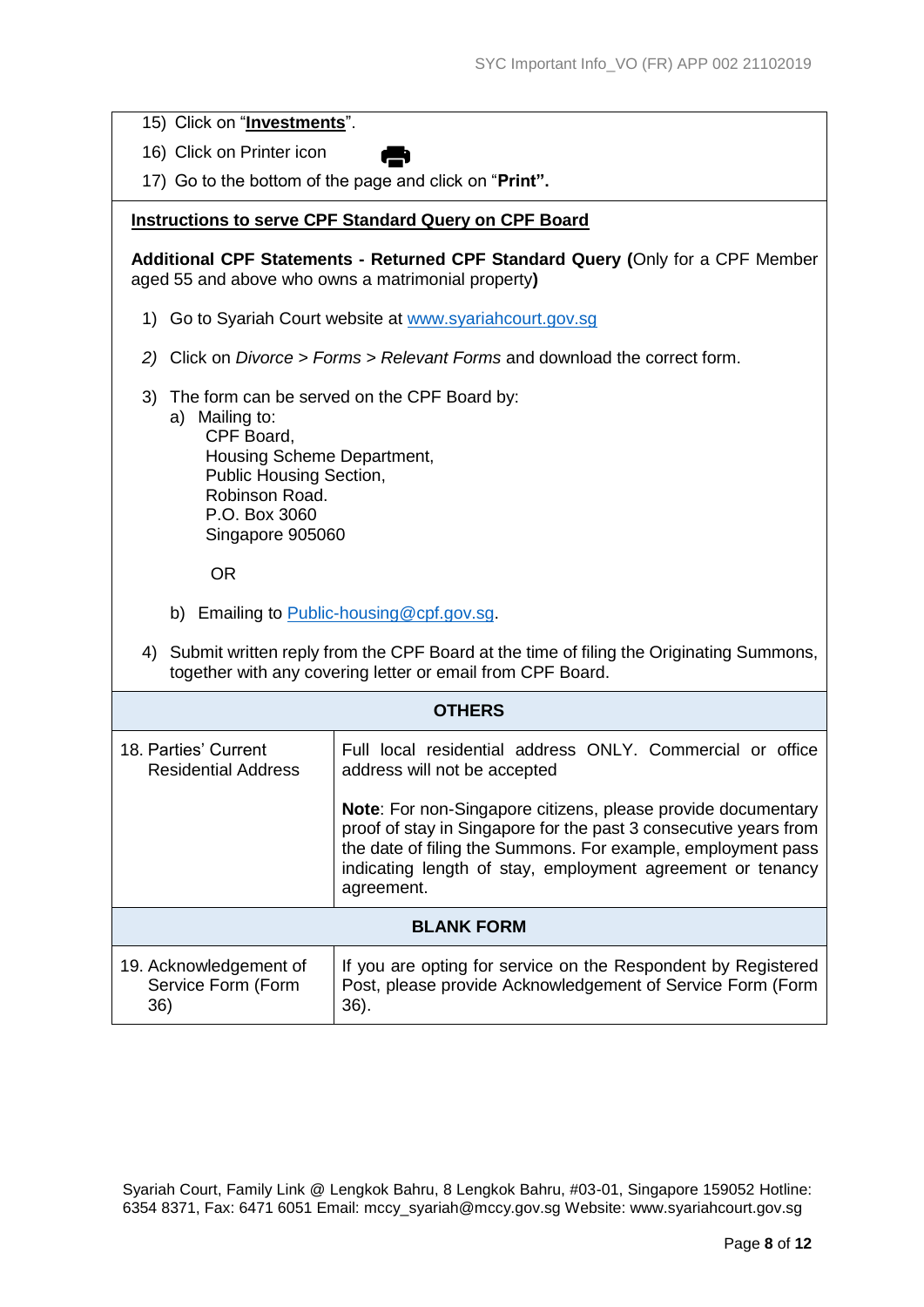15) Click on "**Investments**".

16) Click on Printer icon

17) Go to the bottom of the page and click on "**Print".**

**Instructions to serve CPF Standard Query on CPF Board**

**Additional CPF Statements - Returned CPF Standard Query (**Only for a CPF Member aged 55 and above who owns a matrimonial property**)**

1) Go to Syariah Court website at www.syariahcourt.gov.sg

*2)* Click on *Divorce* > *Forms* > *Relevant Forms* and download the correct form.

3) The form can be served on the CPF Board by:
   a) Mailing to:
      CPF Board,
      Housing Scheme Department,
      Public Housing Section,
      Robinson Road.
      P.O. Box 3060
      Singapore 905060

      OR

   b) Emailing to Public-housing@cpf.gov.sg.

4) Submit written reply from the CPF Board at the time of filing the Originating Summons, together with any covering letter or email from CPF Board.

| **OTHERS** | |
|---|---|
| 18. Parties' Current Residential Address | Full local residential address ONLY. Commercial or office address will not be accepted<br><br>**Note**: For non-Singapore citizens, please provide documentary proof of stay in Singapore for the past 3 consecutive years from the date of filing the Summons. For example, employment pass indicating length of stay, employment agreement or tenancy agreement. |
| **BLANK FORM** | |
| 19. Acknowledgement of Service Form (Form 36) | If you are opting for service on the Respondent by Registered Post, please provide Acknowledgement of Service Form (Form 36). |

Syariah Court, Family Link @ Lengkok Bahru, 8 Lengkok Bahru, #03-01, Singapore 159052 Hotline: 6354 8371, Fax: 6471 6051 Email: mccy_syariah@mccy.gov.sg Website: www.syariahcourt.gov.sg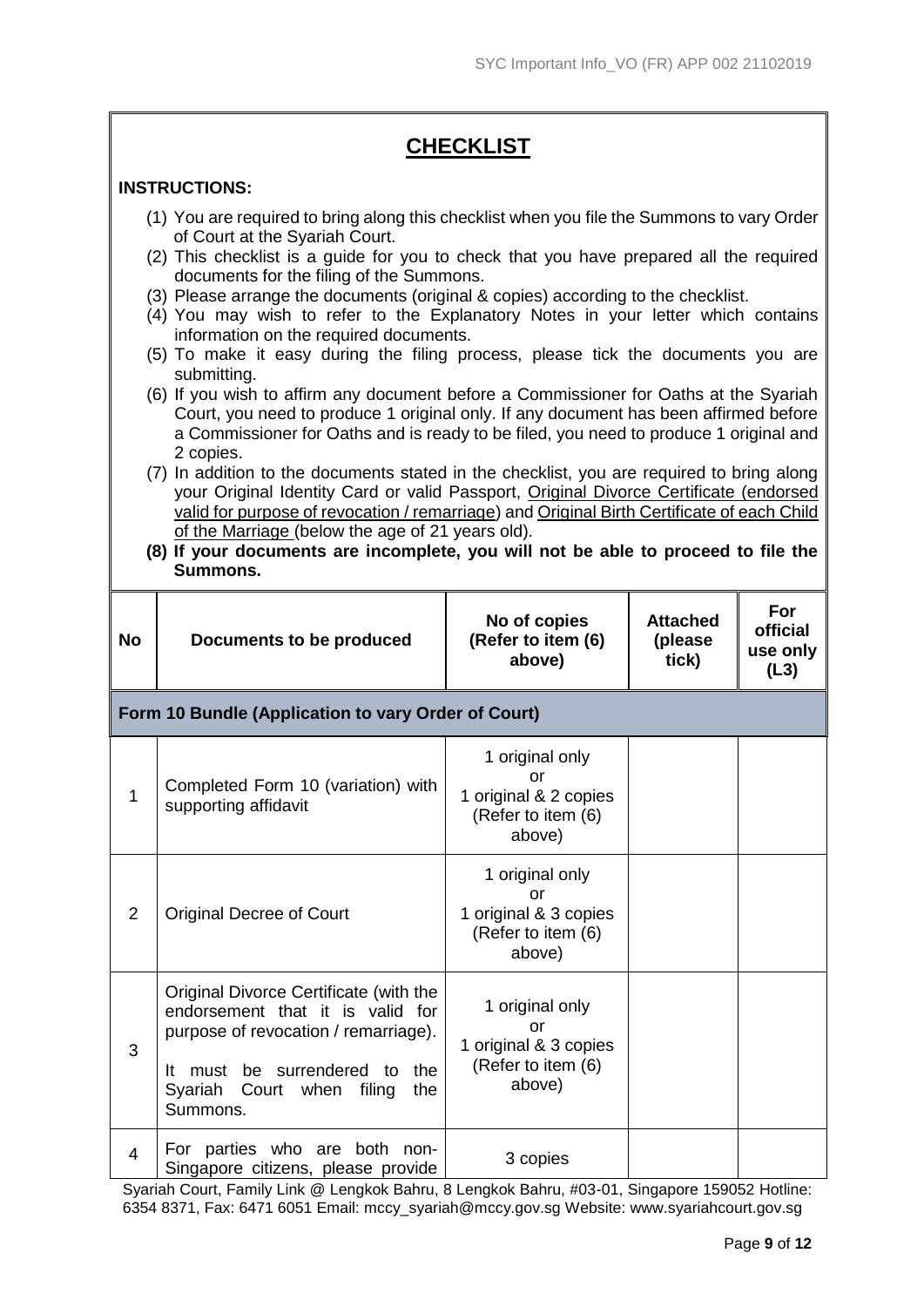## CHECKLIST

**INSTRUCTIONS:**

(1) You are required to bring along this checklist when you file the Summons to vary Order of Court at the Syariah Court.
(2) This checklist is a guide for you to check that you have prepared all the required documents for the filing of the Summons.
(3) Please arrange the documents (original & copies) according to the checklist.
(4) You may wish to refer to the Explanatory Notes in your letter which contains information on the required documents.
(5) To make it easy during the filing process, please tick the documents you are submitting.
(6) If you wish to affirm any document before a Commissioner for Oaths at the Syariah Court, you need to produce 1 original only. If any document has been affirmed before a Commissioner for Oaths and is ready to be filed, you need to produce 1 original and 2 copies.
(7) In addition to the documents stated in the checklist, you are required to bring along your Original Identity Card or valid Passport, Original Divorce Certificate (endorsed valid for purpose of revocation / remarriage) and Original Birth Certificate of each Child of the Marriage (below the age of 21 years old).
**(8) If your documents are incomplete, you will not be able to proceed to file the Summons.**

| No | Documents to be produced | No of copies (Refer to item (6) above) | Attached (please tick) | For official use only (L3) |
|---|---|---|---|---|
| **Form 10 Bundle (Application to vary Order of Court)** | | | | |
| 1 | Completed Form 10 (variation) with supporting affidavit | 1 original only or 1 original & 2 copies (Refer to item (6) above) | | |
| 2 | Original Decree of Court | 1 original only or 1 original & 3 copies (Refer to item (6) above) | | |
| 3 | Original Divorce Certificate (with the endorsement that it is valid for purpose of revocation / remarriage).<br><br>It must be surrendered to the Syariah Court when filing the Summons. | 1 original only or 1 original & 3 copies (Refer to item (6) above) | | |
| 4 | For parties who are both non-Singapore citizens, please provide | 3 copies | | |

Syariah Court, Family Link @ Lengkok Bahru, 8 Lengkok Bahru, #03-01, Singapore 159052 Hotline: 6354 8371, Fax: 6471 6051 Email: mccy_syariah@mccy.gov.sg Website: www.syariahcourt.gov.sg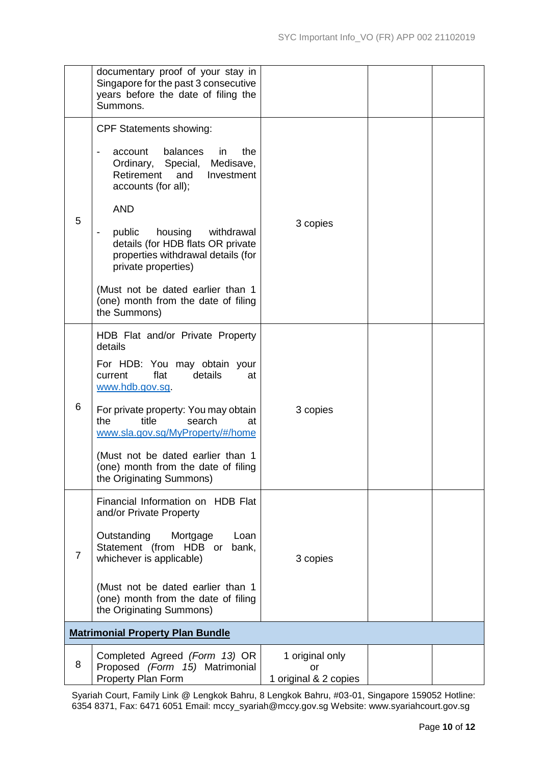| | | | | |
|---|---|---|---|---|
| | documentary proof of your stay in Singapore for the past 3 consecutive years before the date of filing the Summons. | | | |
| 5 | CPF Statements showing:<br><br>- account balances in the Ordinary, Special, Medisave, Retirement and Investment accounts (for all);<br><br>AND<br><br>- public housing withdrawal details (for HDB flats OR private properties withdrawal details (for private properties)<br><br>(Must not be dated earlier than 1 (one) month from the date of filing the Summons) | 3 copies | | |
| 6 | HDB Flat and/or Private Property details<br><br>For HDB: You may obtain your current flat details at www.hdb.gov.sg.<br><br>For private property: You may obtain the title search at www.sla.gov.sg/MyProperty/#/home<br><br>(Must not be dated earlier than 1 (one) month from the date of filing the Originating Summons) | 3 copies | | |
| 7 | Financial Information on HDB Flat and/or Private Property<br><br>Outstanding Mortgage Loan Statement (from HDB or bank, whichever is applicable)<br><br>(Must not be dated earlier than 1 (one) month from the date of filing the Originating Summons) | 3 copies | | |
| **Matrimonial Property Plan Bundle** | | | | |
| 8 | Completed Agreed *(Form 13)* OR Proposed *(Form 15)* Matrimonial Property Plan Form | 1 original only<br>or<br>1 original & 2 copies | | |

Syariah Court, Family Link @ Lengkok Bahru, 8 Lengkok Bahru, #03-01, Singapore 159052 Hotline: 6354 8371, Fax: 6471 6051 Email: mccy_syariah@mccy.gov.sg Website: www.syariahcourt.gov.sg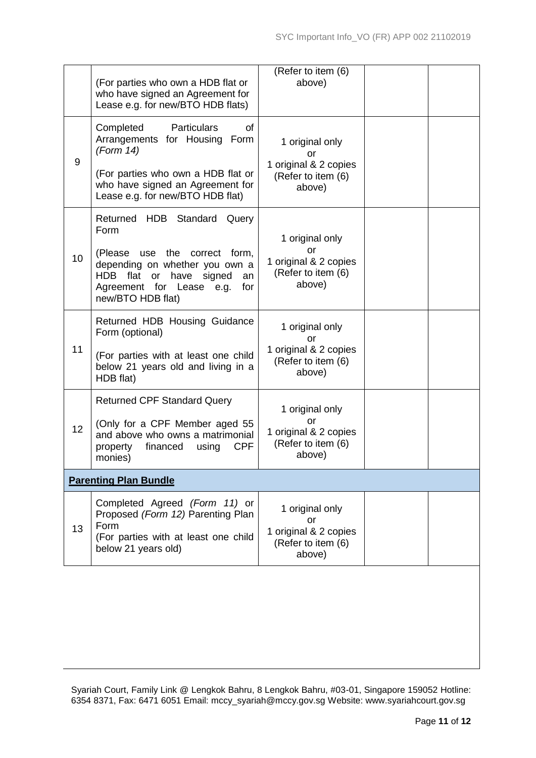| | | | | |
|---|---|---|---|---|
| | (For parties who own a HDB flat or who have signed an Agreement for Lease e.g. for new/BTO HDB flats) | (Refer to item (6) above) | | |
| 9 | Completed Particulars of Arrangements for Housing Form *(Form 14)*<br><br>(For parties who own a HDB flat or who have signed an Agreement for Lease e.g. for new/BTO HDB flat) | 1 original only<br>or<br>1 original & 2 copies<br>(Refer to item (6) above) | | |
| 10 | Returned HDB Standard Query Form<br><br>(Please use the correct form, depending on whether you own a HDB flat or have signed an Agreement for Lease e.g. for new/BTO HDB flat) | 1 original only<br>or<br>1 original & 2 copies<br>(Refer to item (6) above) | | |
| 11 | Returned HDB Housing Guidance Form (optional)<br><br>(For parties with at least one child below 21 years old and living in a HDB flat) | 1 original only<br>or<br>1 original & 2 copies<br>(Refer to item (6) above) | | |
| 12 | Returned CPF Standard Query<br><br>(Only for a CPF Member aged 55 and above who owns a matrimonial property financed using CPF monies) | 1 original only<br>or<br>1 original & 2 copies<br>(Refer to item (6) above) | | |
| **<u>Parenting Plan Bundle</u>** | | | | |
| 13 | Completed Agreed *(Form 11)* or Proposed *(Form 12)* Parenting Plan Form<br>(For parties with at least one child below 21 years old) | 1 original only<br>or<br>1 original & 2 copies<br>(Refer to item (6) above) | | |

Syariah Court, Family Link @ Lengkok Bahru, 8 Lengkok Bahru, #03-01, Singapore 159052 Hotline: 6354 8371, Fax: 6471 6051 Email: mccy_syariah@mccy.gov.sg Website: www.syariahcourt.gov.sg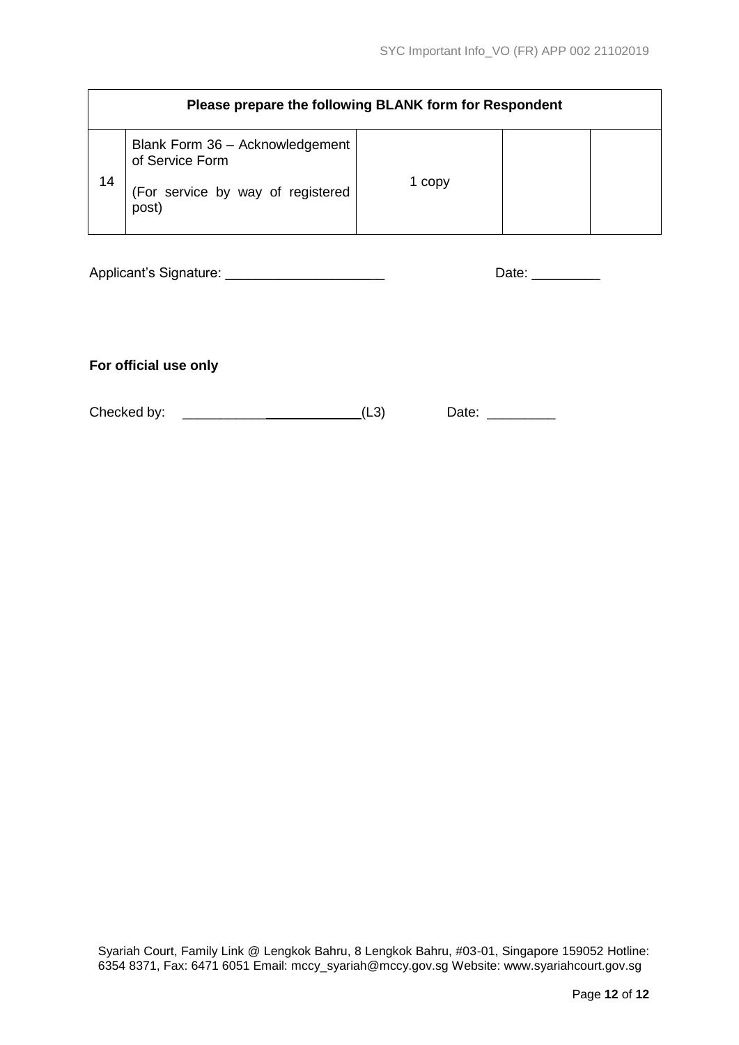| Please prepare the following BLANK form for Respondent | | | | |
|---|---|---|---|---|
| 14 | Blank Form 36 – Acknowledgement of Service Form<br><br>(For service by way of registered post) | 1 copy | | |

Applicant's Signature: _____________________ Date: _________

**For official use only**

Checked by: ________________________(L3) Date: _________

Syariah Court, Family Link @ Lengkok Bahru, 8 Lengkok Bahru, #03-01, Singapore 159052 Hotline: 6354 8371, Fax: 6471 6051 Email: mccy_syariah@mccy.gov.sg Website: www.syariahcourt.gov.sg